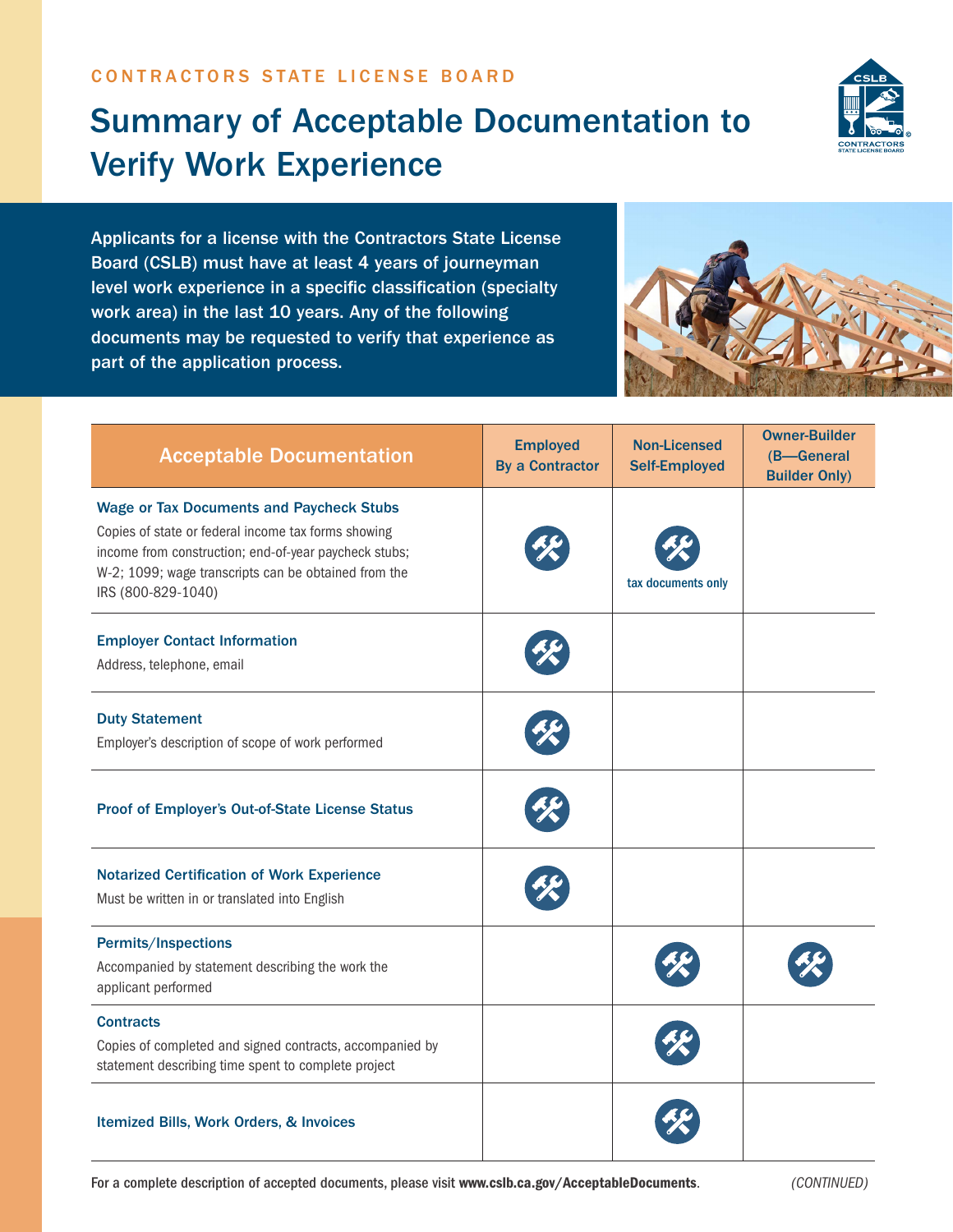CONTRACTORS STATE LICENSE BOARD

# Summary of Acceptable Documentation to Verify Work Experience

Applicants for a license with the Contractors State License Board (CSLB) must have at least 4 years of journeyman level work experience in a specific classification (specialty work area) in the last 10 years. Any of the following documents may be requested to verify that experience as part of the application process.

| Acceptable Documentation | Employed By a Contractor | Non-Licensed Self-Employed | Owner-Builder (B—General Builder Only) |
|---|---|---|---|
| **Wage or Tax Documents and Paycheck Stubs**<br>Copies of state or federal income tax forms showing income from construction; end-of-year paycheck stubs; W-2; 1099; wage transcripts can be obtained from the IRS (800-829-1040) | ✓ | ✓ tax documents only | |
| **Employer Contact Information**<br>Address, telephone, email | ✓ | | |
| **Duty Statement**<br>Employer's description of scope of work performed | ✓ | | |
| **Proof of Employer's Out-of-State License Status** | ✓ | | |
| **Notarized Certification of Work Experience**<br>Must be written in or translated into English | ✓ | | |
| **Permits/Inspections**<br>Accompanied by statement describing the work the applicant performed | | ✓ | ✓ |
| **Contracts**<br>Copies of completed and signed contracts, accompanied by statement describing time spent to complete project | | ✓ | |
| **Itemized Bills, Work Orders, & Invoices** | | ✓ | |

For a complete description of accepted documents, please visit **www.cslb.ca.gov/AcceptableDocuments**.

*(CONTINUED)*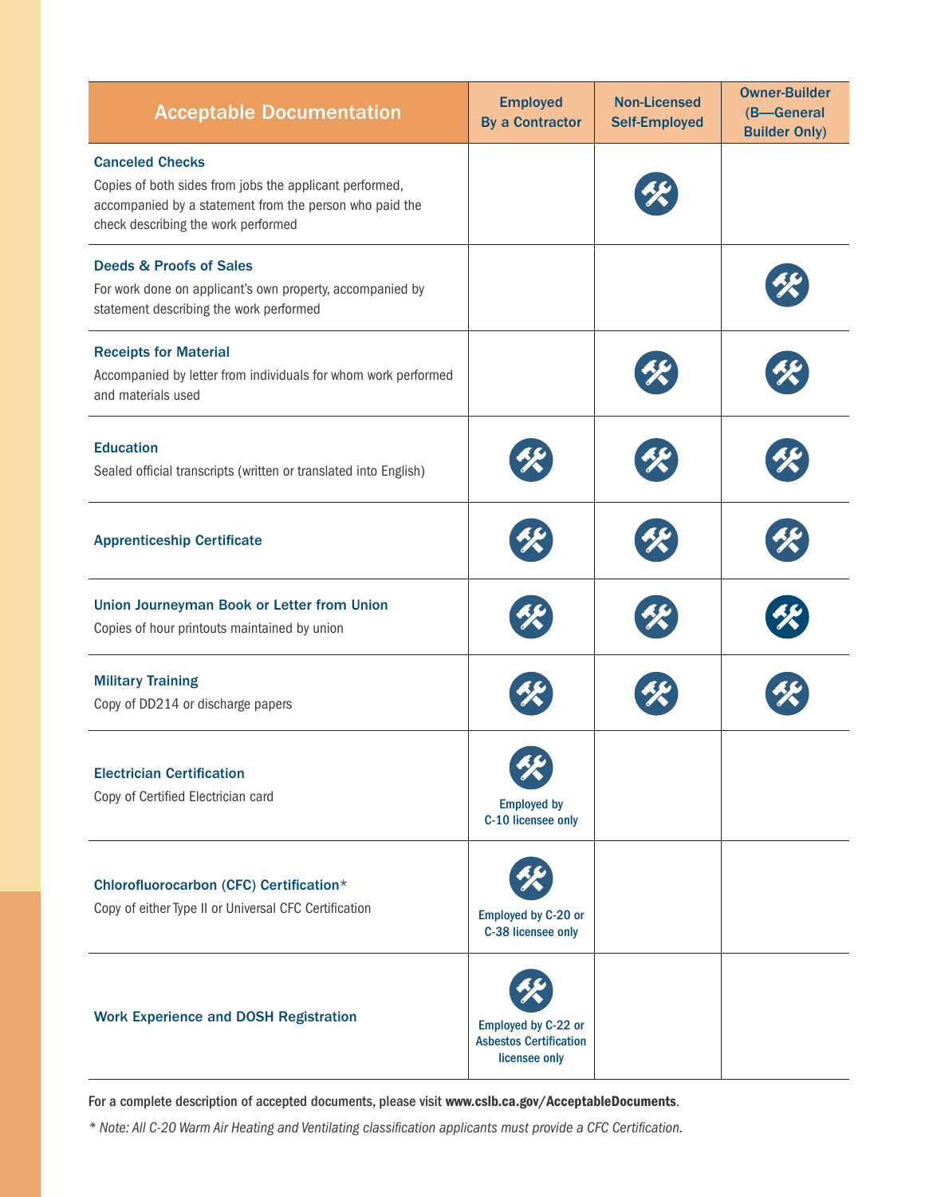| Acceptable Documentation | Employed By a Contractor | Non-Licensed Self-Employed | Owner-Builder (B—General Builder Only) |
|---|---|---|---|
| **Canceled Checks**<br>Copies of both sides from jobs the applicant performed, accompanied by a statement from the person who paid the check describing the work performed | | ✓ | |
| **Deeds & Proofs of Sales**<br>For work done on applicant's own property, accompanied by statement describing the work performed | | | ✓ |
| **Receipts for Material**<br>Accompanied by letter from individuals for whom work performed and materials used | | ✓ | ✓ |
| **Education**<br>Sealed official transcripts (written or translated into English) | ✓ | ✓ | ✓ |
| **Apprenticeship Certificate** | ✓ | ✓ | ✓ |
| **Union Journeyman Book or Letter from Union**<br>Copies of hour printouts maintained by union | ✓ | ✓ | ✓ |
| **Military Training**<br>Copy of DD214 or discharge papers | ✓ | ✓ | ✓ |
| **Electrician Certification**<br>Copy of Certified Electrician card | ✓ Employed by C-10 licensee only | | |
| **Chlorofluorocarbon (CFC) Certification***<br>Copy of either Type II or Universal CFC Certification | ✓ Employed by C-20 or C-38 licensee only | | |
| **Work Experience and DOSH Registration** | ✓ Employed by C-22 or Asbestos Certification licensee only | | |

**For a complete description of accepted documents, please visit www.cslb.ca.gov/AcceptableDocuments.**

*\* Note: All C-20 Warm Air Heating and Ventilating classification applicants must provide a CFC Certification.*